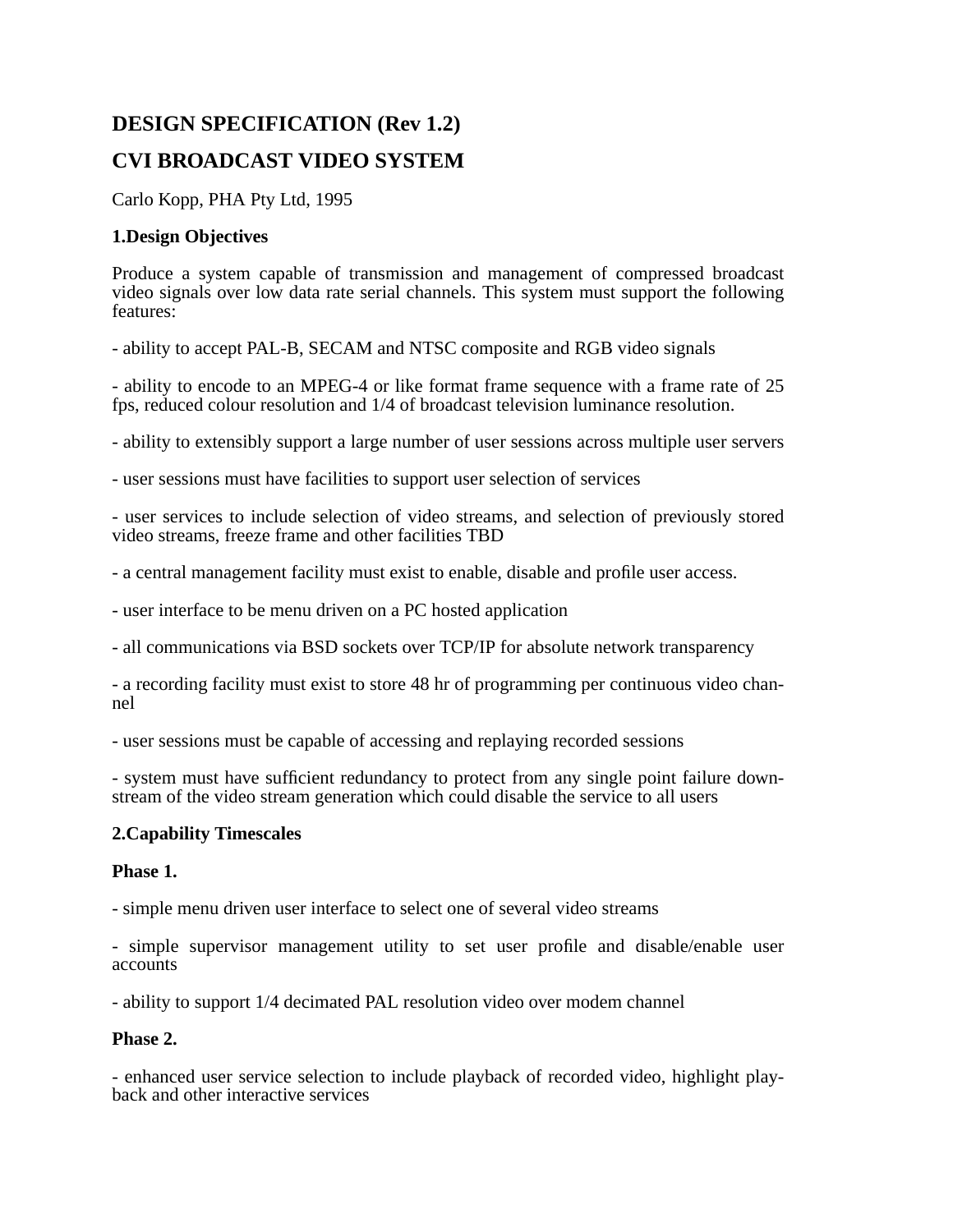# DESIGN SPECIFICATION (Rev 1.2)

# CVI BROADCAST VIDEO SYSTEM

Carlo Kopp, PHA Pty Ltd, 1995

## 1.Design Objectives

Produce a system capable of transmission and management of compressed broadcast video signals over low data rate serial channels. This system must support the following features:

- ability to accept PAL-B, SECAM and NTSC composite and RGB video signals

- ability to encode to an MPEG-4 or like format frame sequence with a frame rate of 25 fps, reduced colour resolution and 1/4 of broadcast television luminance resolution.

- ability to extensibly support a large number of user sessions across multiple user servers

- user sessions must have facilities to support user selection of services

- user services to include selection of video streams, and selection of previously stored video streams, freeze frame and other facilities TBD

- a central management facility must exist to enable, disable and profile user access.

- user interface to be menu driven on a PC hosted application

- all communications via BSD sockets over TCP/IP for absolute network transparency

- a recording facility must exist to store 48 hr of programming per continuous video channel

- user sessions must be capable of accessing and replaying recorded sessions

- system must have sufficient redundancy to protect from any single point failure downstream of the video stream generation which could disable the service to all users

## 2.Capability Timescales

### Phase 1.

- simple menu driven user interface to select one of several video streams

- simple supervisor management utility to set user profile and disable/enable user accounts

- ability to support 1/4 decimated PAL resolution video over modem channel

### Phase 2.

- enhanced user service selection to include playback of recorded video, highlight playback and other interactive services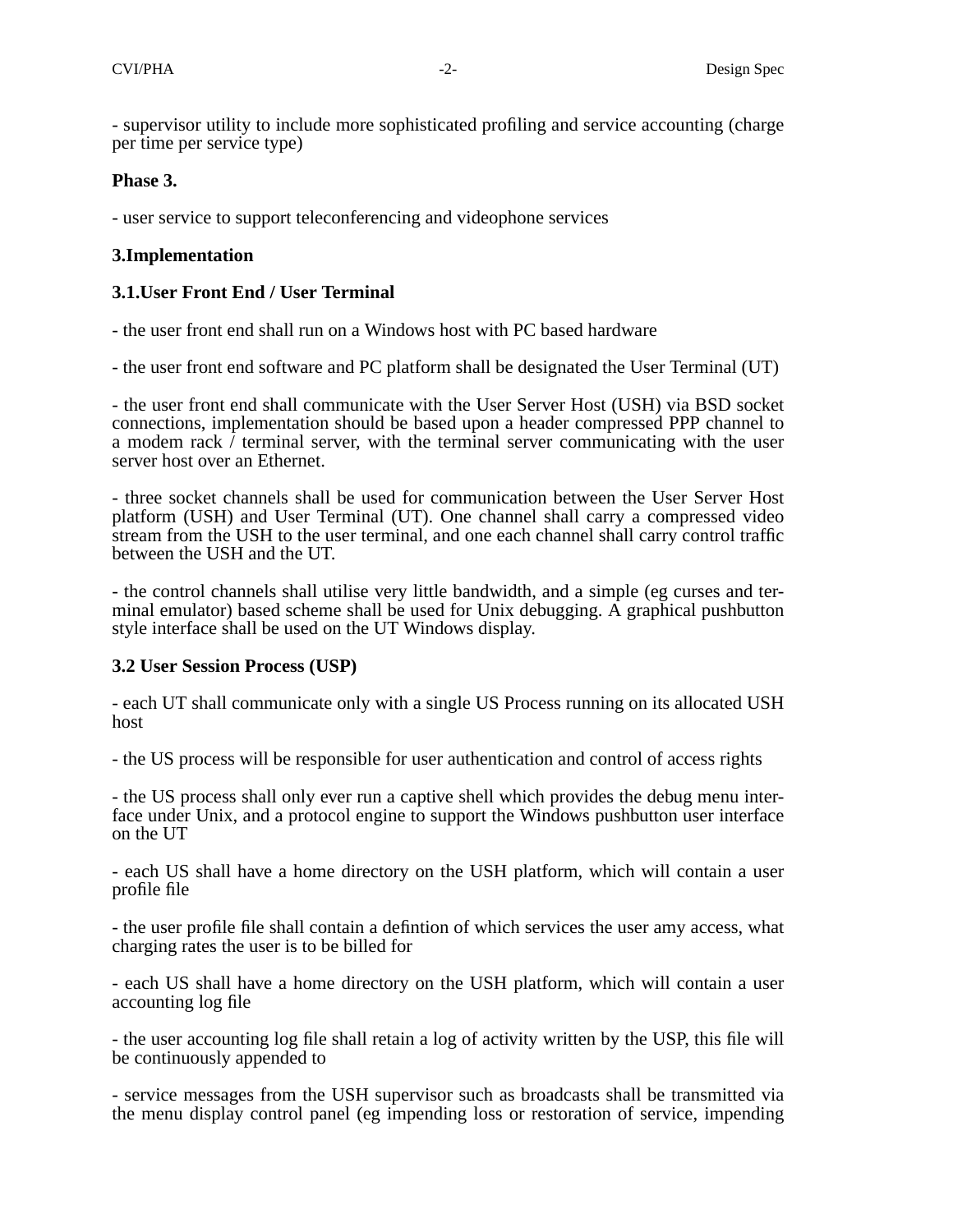- supervisor utility to include more sophisticated profiling and service accounting (charge per time per service type)

**Phase 3.**

- user service to support teleconferencing and videophone services

## 3.Implementation

### 3.1.User Front End / User Terminal

- the user front end shall run on a Windows host with PC based hardware

- the user front end software and PC platform shall be designated the User Terminal (UT)

- the user front end shall communicate with the User Server Host (USH) via BSD socket connections, implementation should be based upon a header compressed PPP channel to a modem rack / terminal server, with the terminal server communicating with the user server host over an Ethernet.

- three socket channels shall be used for communication between the User Server Host platform (USH) and User Terminal (UT). One channel shall carry a compressed video stream from the USH to the user terminal, and one each channel shall carry control traffic between the USH and the UT.

- the control channels shall utilise very little bandwidth, and a simple (eg curses and terminal emulator) based scheme shall be used for Unix debugging. A graphical pushbutton style interface shall be used on the UT Windows display.

### 3.2 User Session Process (USP)

- each UT shall communicate only with a single US Process running on its allocated USH host

- the US process will be responsible for user authentication and control of access rights

- the US process shall only ever run a captive shell which provides the debug menu interface under Unix, and a protocol engine to support the Windows pushbutton user interface on the UT

- each US shall have a home directory on the USH platform, which will contain a user profile file

- the user profile file shall contain a defintion of which services the user amy access, what charging rates the user is to be billed for

- each US shall have a home directory on the USH platform, which will contain a user accounting log file

- the user accounting log file shall retain a log of activity written by the USP, this file will be continuously appended to

- service messages from the USH supervisor such as broadcasts shall be transmitted via the menu display control panel (eg impending loss or restoration of service, impending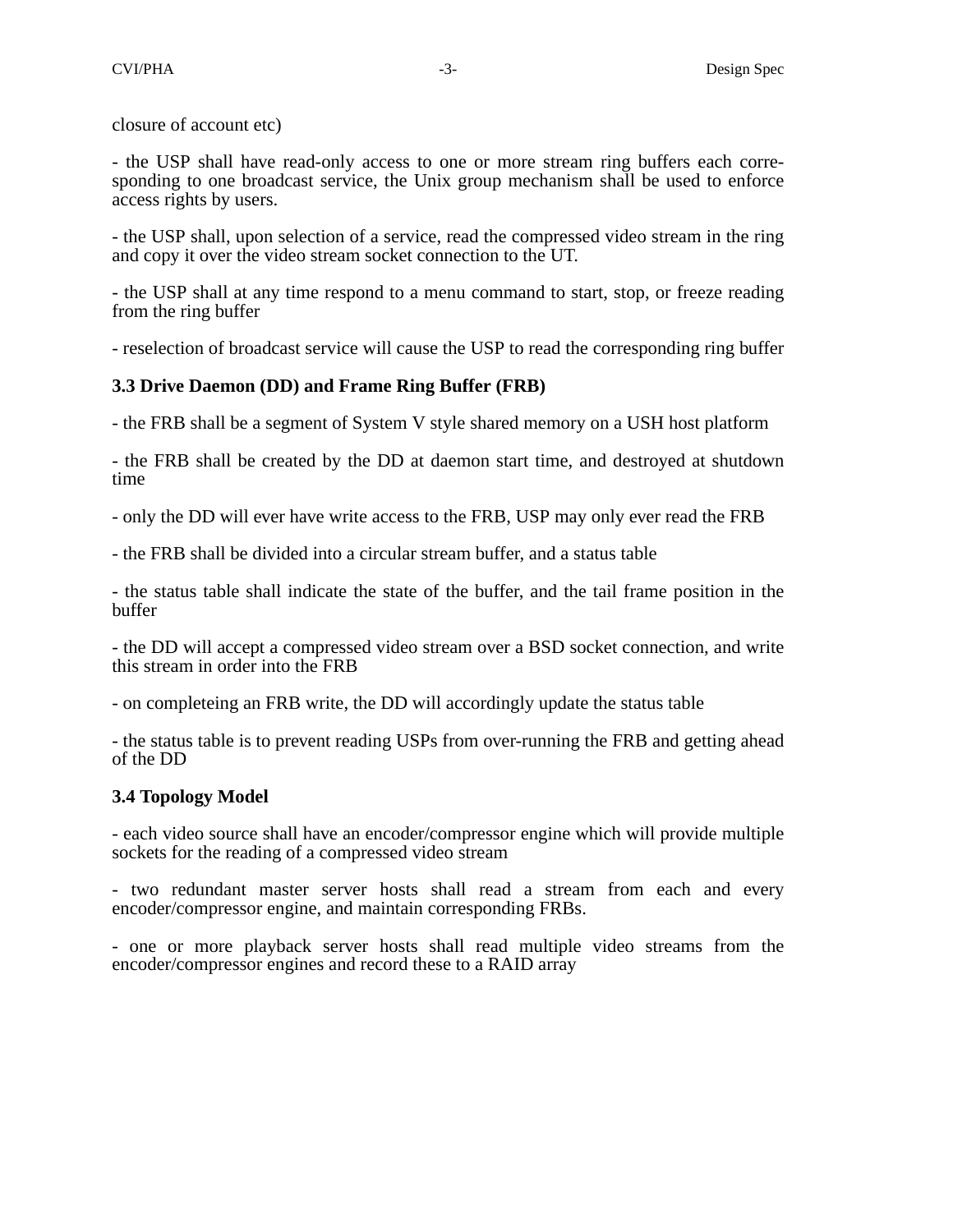closure of account etc)

- the USP shall have read-only access to one or more stream ring buffers each corresponding to one broadcast service, the Unix group mechanism shall be used to enforce access rights by users.

- the USP shall, upon selection of a service, read the compressed video stream in the ring and copy it over the video stream socket connection to the UT.

- the USP shall at any time respond to a menu command to start, stop, or freeze reading from the ring buffer

- reselection of broadcast service will cause the USP to read the corresponding ring buffer

### 3.3 Drive Daemon (DD) and Frame Ring Buffer (FRB)

- the FRB shall be a segment of System V style shared memory on a USH host platform

- the FRB shall be created by the DD at daemon start time, and destroyed at shutdown time

- only the DD will ever have write access to the FRB, USP may only ever read the FRB

- the FRB shall be divided into a circular stream buffer, and a status table

- the status table shall indicate the state of the buffer, and the tail frame position in the buffer

- the DD will accept a compressed video stream over a BSD socket connection, and write this stream in order into the FRB

- on completeing an FRB write, the DD will accordingly update the status table

- the status table is to prevent reading USPs from over-running the FRB and getting ahead of the DD

### 3.4 Topology Model

- each video source shall have an encoder/compressor engine which will provide multiple sockets for the reading of a compressed video stream

- two redundant master server hosts shall read a stream from each and every encoder/compressor engine, and maintain corresponding FRBs.

- one or more playback server hosts shall read multiple video streams from the encoder/compressor engines and record these to a RAID array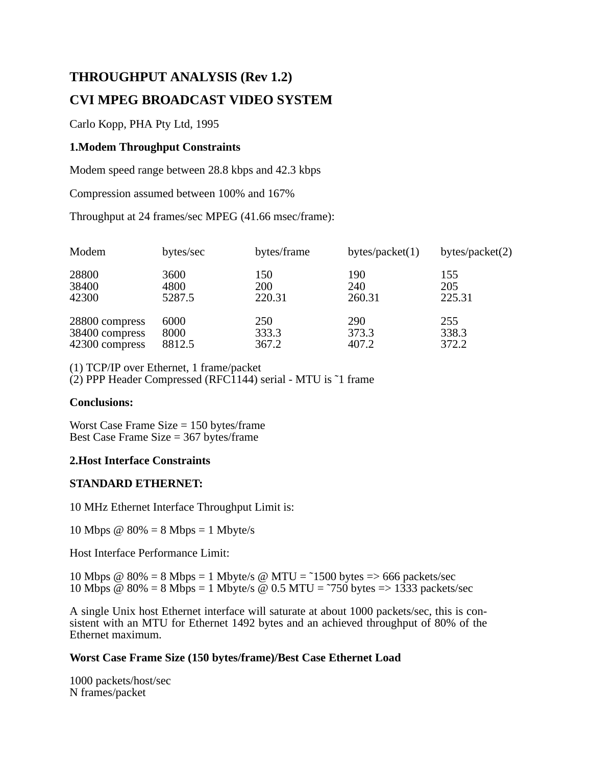## THROUGHPUT ANALYSIS (Rev 1.2)

## CVI MPEG BROADCAST VIDEO SYSTEM

Carlo Kopp, PHA Pty Ltd, 1995

### 1.Modem Throughput Constraints

Modem speed range between 28.8 kbps and 42.3 kbps

Compression assumed between 100% and 167%

Throughput at 24 frames/sec MPEG (41.66 msec/frame):

| Modem | bytes/sec | bytes/frame | bytes/packet(1) | bytes/packet(2) |
|---|---|---|---|---|
| 28800 | 3600 | 150 | 190 | 155 |
| 38400 | 4800 | 200 | 240 | 205 |
| 42300 | 5287.5 | 220.31 | 260.31 | 225.31 |
| 28800 compress | 6000 | 250 | 290 | 255 |
| 38400 compress | 8000 | 333.3 | 373.3 | 338.3 |
| 42300 compress | 8812.5 | 367.2 | 407.2 | 372.2 |

(1) TCP/IP over Ethernet, 1 frame/packet
(2) PPP Header Compressed (RFC1144) serial - MTU is ˜1 frame

**Conclusions:**

Worst Case Frame Size = 150 bytes/frame
Best Case Frame Size = 367 bytes/frame

### 2.Host Interface Constraints

**STANDARD ETHERNET:**

10 MHz Ethernet Interface Throughput Limit is:

10 Mbps @ 80% = 8 Mbps = 1 Mbyte/s

Host Interface Performance Limit:

10 Mbps @ 80% = 8 Mbps = 1 Mbyte/s @ MTU = ˜1500 bytes => 666 packets/sec
10 Mbps @ 80% = 8 Mbps = 1 Mbyte/s @ 0.5 MTU = ˜750 bytes => 1333 packets/sec

A single Unix host Ethernet interface will saturate at about 1000 packets/sec, this is consistent with an MTU for Ethernet 1492 bytes and an achieved throughput of 80% of the Ethernet maximum.

**Worst Case Frame Size (150 bytes/frame)/Best Case Ethernet Load**

1000 packets/host/sec
N frames/packet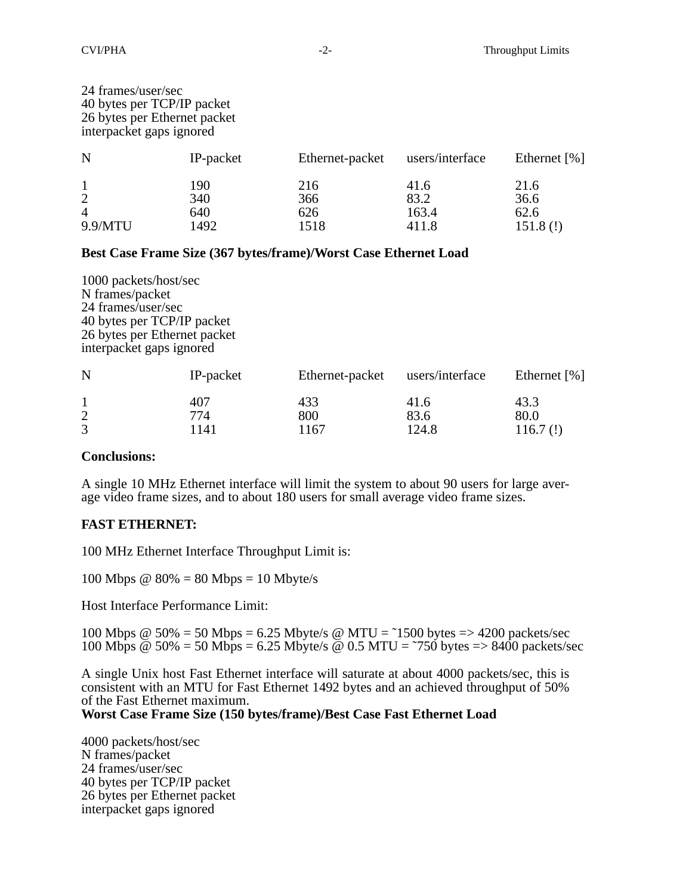24 frames/user/sec
40 bytes per TCP/IP packet
26 bytes per Ethernet packet
interpacket gaps ignored

| N | IP-packet | Ethernet-packet | users/interface | Ethernet [%] |
|---|---|---|---|---|
| 1 | 190 | 216 | 41.6 | 21.6 |
| 2 | 340 | 366 | 83.2 | 36.6 |
| 4 | 640 | 626 | 163.4 | 62.6 |
| 9.9/MTU | 1492 | 1518 | 411.8 | 151.8 (!) |

**Best Case Frame Size (367 bytes/frame)/Worst Case Ethernet Load**

1000 packets/host/sec
N frames/packet
24 frames/user/sec
40 bytes per TCP/IP packet
26 bytes per Ethernet packet
interpacket gaps ignored

| N | IP-packet | Ethernet-packet | users/interface | Ethernet [%] |
|---|---|---|---|---|
| 1 | 407 | 433 | 41.6 | 43.3 |
| 2 | 774 | 800 | 83.6 | 80.0 |
| 3 | 1141 | 1167 | 124.8 | 116.7 (!) |

**Conclusions:**

A single 10 MHz Ethernet interface will limit the system to about 90 users for large average video frame sizes, and to about 180 users for small average video frame sizes.

**FAST ETHERNET:**

100 MHz Ethernet Interface Throughput Limit is:

100 Mbps @ 80% = 80 Mbps = 10 Mbyte/s

Host Interface Performance Limit:

100 Mbps @ 50% = 50 Mbps = 6.25 Mbyte/s @ MTU = ~1500 bytes => 4200 packets/sec
100 Mbps @ 50% = 50 Mbps = 6.25 Mbyte/s @ 0.5 MTU = ~750 bytes => 8400 packets/sec

A single Unix host Fast Ethernet interface will saturate at about 4000 packets/sec, this is consistent with an MTU for Fast Ethernet 1492 bytes and an achieved throughput of 50% of the Fast Ethernet maximum.

**Worst Case Frame Size (150 bytes/frame)/Best Case Fast Ethernet Load**

4000 packets/host/sec
N frames/packet
24 frames/user/sec
40 bytes per TCP/IP packet
26 bytes per Ethernet packet
interpacket gaps ignored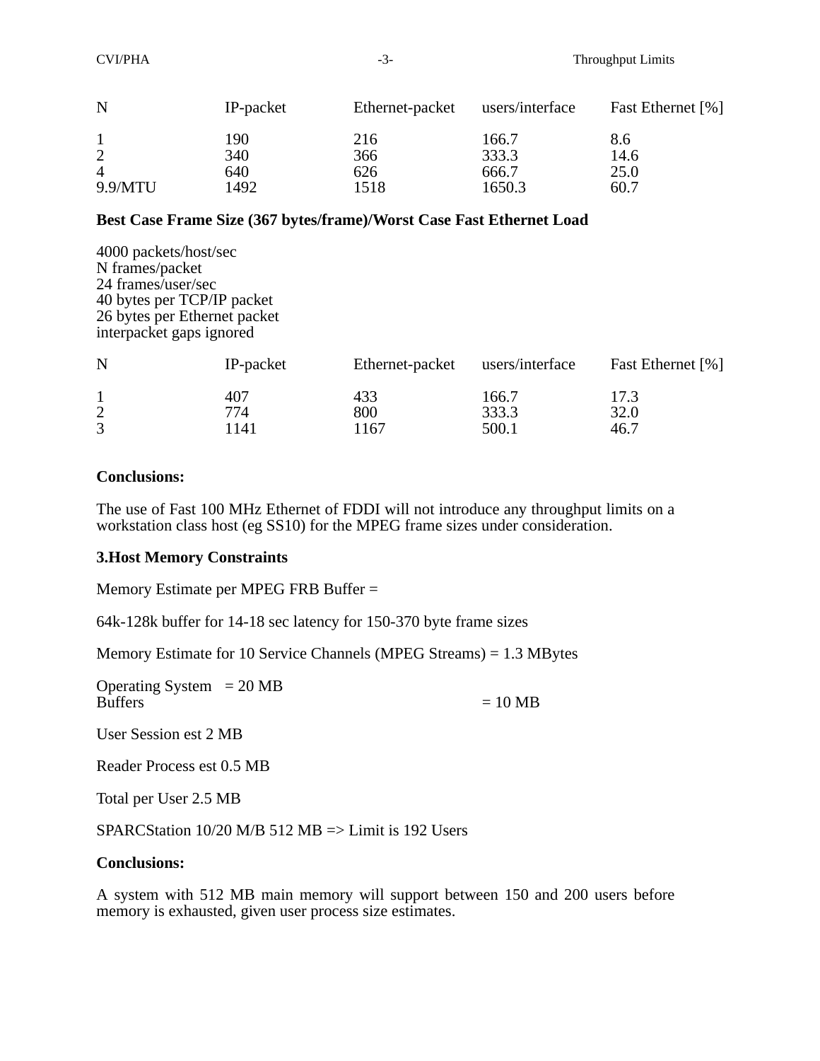| N | IP-packet | Ethernet-packet | users/interface | Fast Ethernet [%] |
|---|---|---|---|---|
| 1 | 190 | 216 | 166.7 | 8.6 |
| 2 | 340 | 366 | 333.3 | 14.6 |
| 4 | 640 | 626 | 666.7 | 25.0 |
| 9.9/MTU | 1492 | 1518 | 1650.3 | 60.7 |

**Best Case Frame Size (367 bytes/frame)/Worst Case Fast Ethernet Load**

4000 packets/host/sec
N frames/packet
24 frames/user/sec
40 bytes per TCP/IP packet
26 bytes per Ethernet packet
interpacket gaps ignored

| N | IP-packet | Ethernet-packet | users/interface | Fast Ethernet [%] |
|---|---|---|---|---|
| 1 | 407 | 433 | 166.7 | 17.3 |
| 2 | 774 | 800 | 333.3 | 32.0 |
| 3 | 1141 | 1167 | 500.1 | 46.7 |

**Conclusions:**

The use of Fast 100 MHz Ethernet of FDDI will not introduce any throughput limits on a workstation class host (eg SS10) for the MPEG frame sizes under consideration.

**3.Host Memory Constraints**

Memory Estimate per MPEG FRB Buffer =

64k-128k buffer for 14-18 sec latency for 150-370 byte frame sizes

Memory Estimate for 10 Service Channels (MPEG Streams) = 1.3 MBytes

Operating System = 20 MB
Buffers = 10 MB

User Session est 2 MB

Reader Process est 0.5 MB

Total per User 2.5 MB

SPARCStation 10/20 M/B 512 MB => Limit is 192 Users

**Conclusions:**

A system with 512 MB main memory will support between 150 and 200 users before memory is exhausted, given user process size estimates.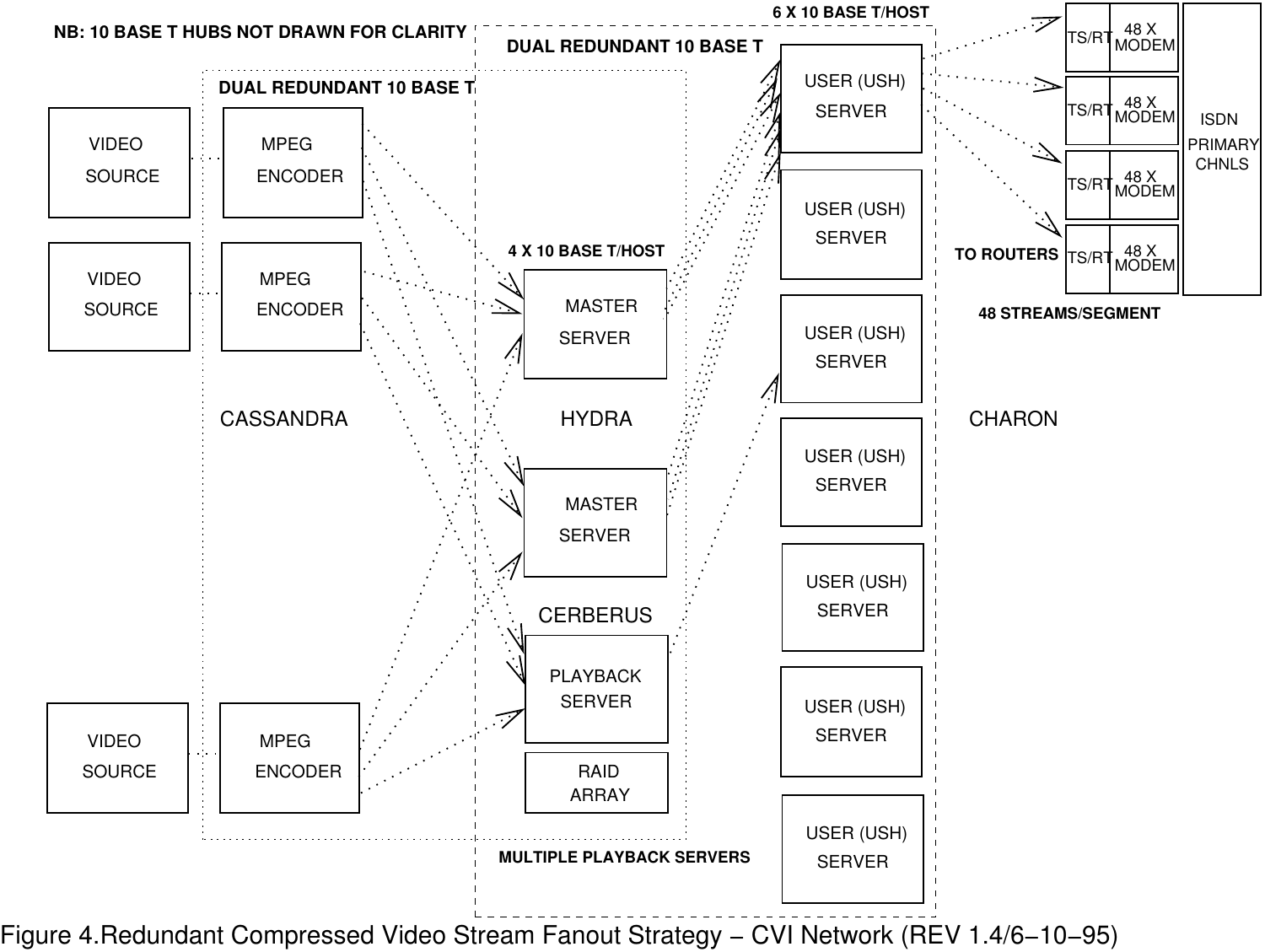NB: 10 BASE T HUBS NOT DRAWN FOR CLARITY

DUAL REDUNDANT 10 BASE T

DUAL REDUNDANT 10 BASE T

6 X 10 BASE T/HOST

4 X 10 BASE T/HOST

VIDEO SOURCE

VIDEO SOURCE

VIDEO SOURCE

MPEG ENCODER

MPEG ENCODER

MPEG ENCODER

MASTER SERVER

MASTER SERVER

PLAYBACK SERVER

RAID ARRAY

USER (USH) SERVER

USER (USH) SERVER

USER (USH) SERVER

USER (USH) SERVER

USER (USH) SERVER

USER (USH) SERVER

USER (USH) SERVER

TS/RT 48 X MODEM

TS/RT 48 X MODEM

TS/RT 48 X MODEM

TS/RT 48 X MODEM

ISDN PRIMARY CHNLS

TO ROUTERS

48 STREAMS/SEGMENT

CASSANDRA

HYDRA

CHARON

CERBERUS

MULTIPLE PLAYBACK SERVERS

Figure 4.Redundant Compressed Video Stream Fanout Strategy − CVI Network (REV 1.4/6−10−95)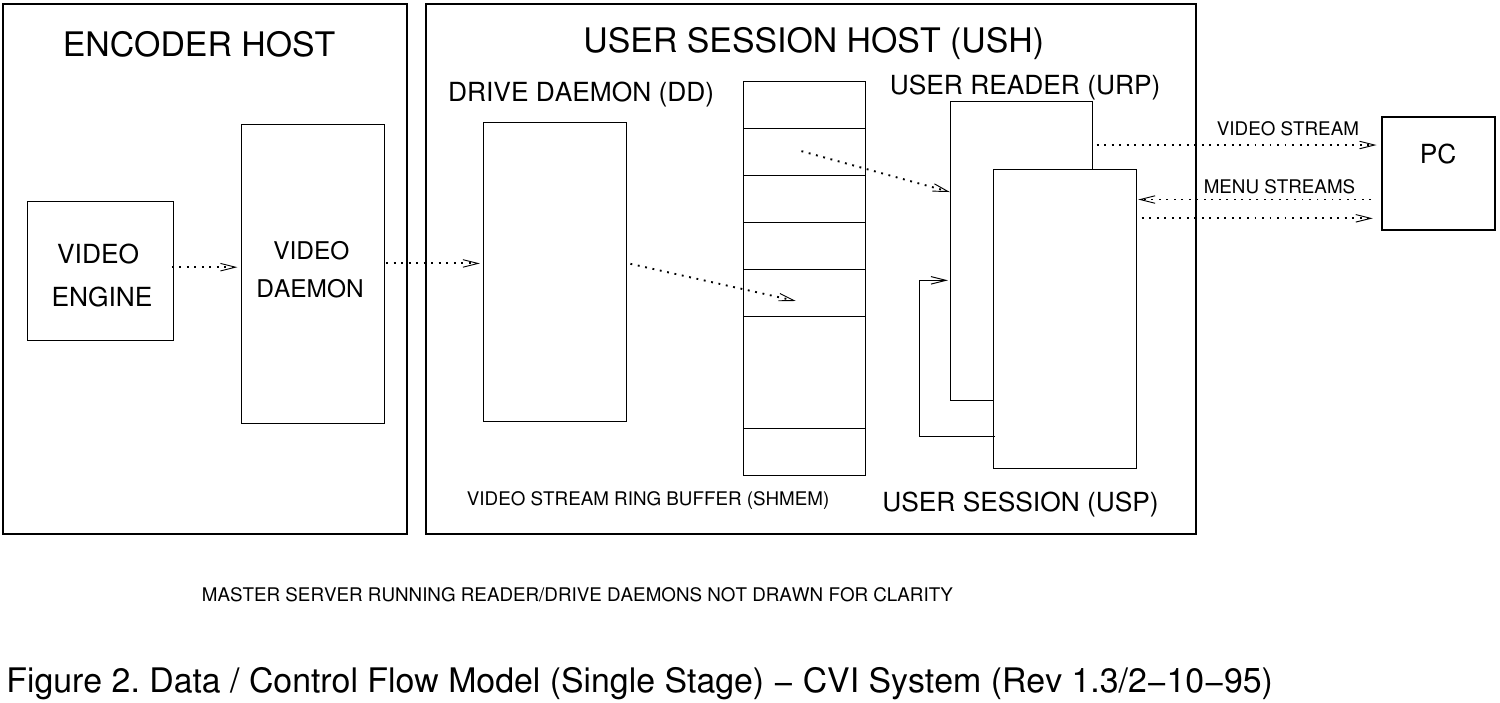ENCODER HOST

VIDEO ENGINE

VIDEO DAEMON

USER SESSION HOST (USH)

DRIVE DAEMON (DD)

USER READER (URP)

VIDEO STREAM

PC

MENU STREAMS

VIDEO STREAM RING BUFFER (SHMEM)

USER SESSION (USP)

MASTER SERVER RUNNING READER/DRIVE DAEMONS NOT DRAWN FOR CLARITY

Figure 2. Data / Control Flow Model (Single Stage) − CVI System (Rev 1.3/2−10−95)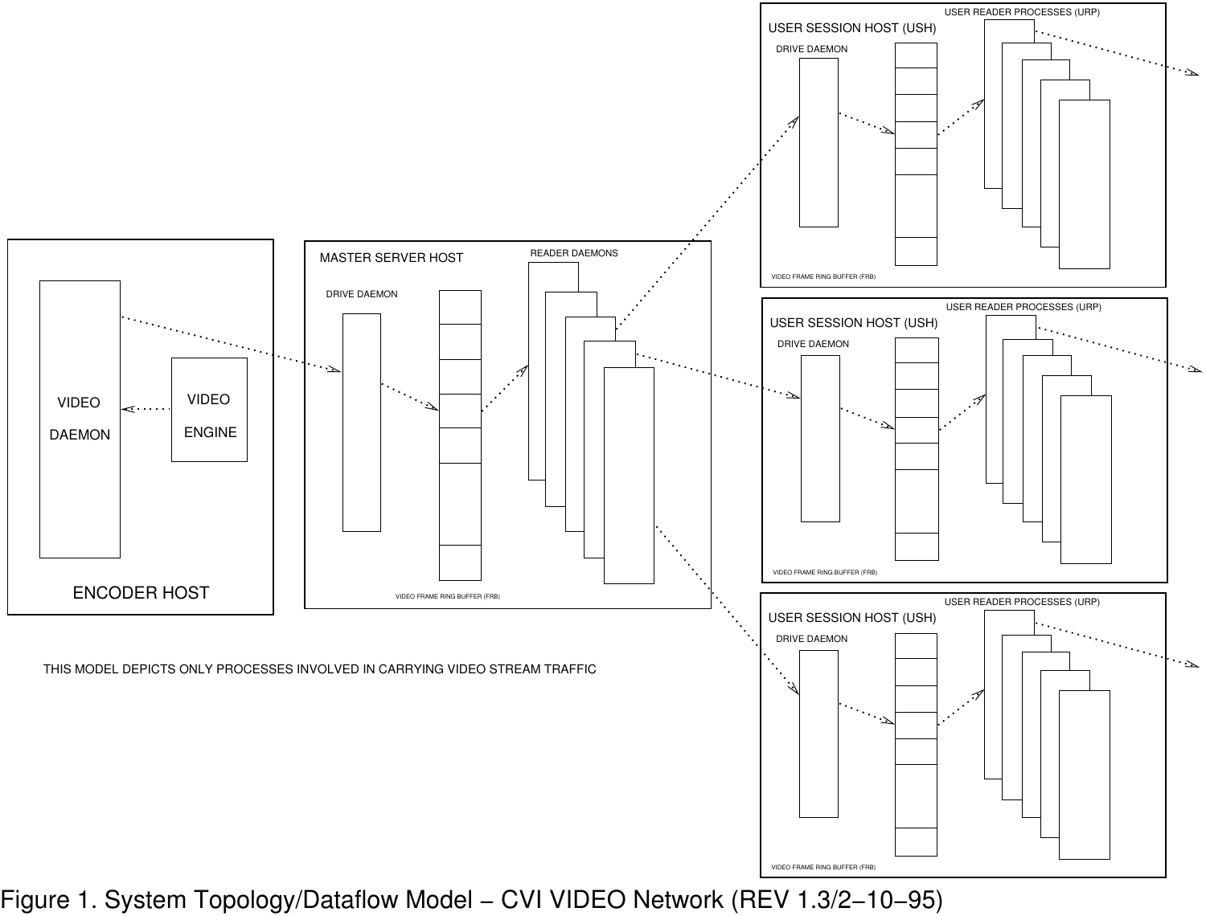ENCODER HOST

VIDEO DAEMON

VIDEO ENGINE

MASTER SERVER HOST

DRIVE DAEMON

READER DAEMONS

VIDEO FRAME RING BUFFER (FRB)

USER SESSION HOST (USH)

DRIVE DAEMON

USER READER PROCESSES (URP)

VIDEO FRAME RING BUFFER (FRB)

USER SESSION HOST (USH)

DRIVE DAEMON

USER READER PROCESSES (URP)

VIDEO FRAME RING BUFFER (FRB)

USER SESSION HOST (USH)

DRIVE DAEMON

USER READER PROCESSES (URP)

VIDEO FRAME RING BUFFER (FRB)

THIS MODEL DEPICTS ONLY PROCESSES INVOLVED IN CARRYING VIDEO STREAM TRAFFIC

Figure 1. System Topology/Dataflow Model – CVI VIDEO Network (REV 1.3/2–10–95)